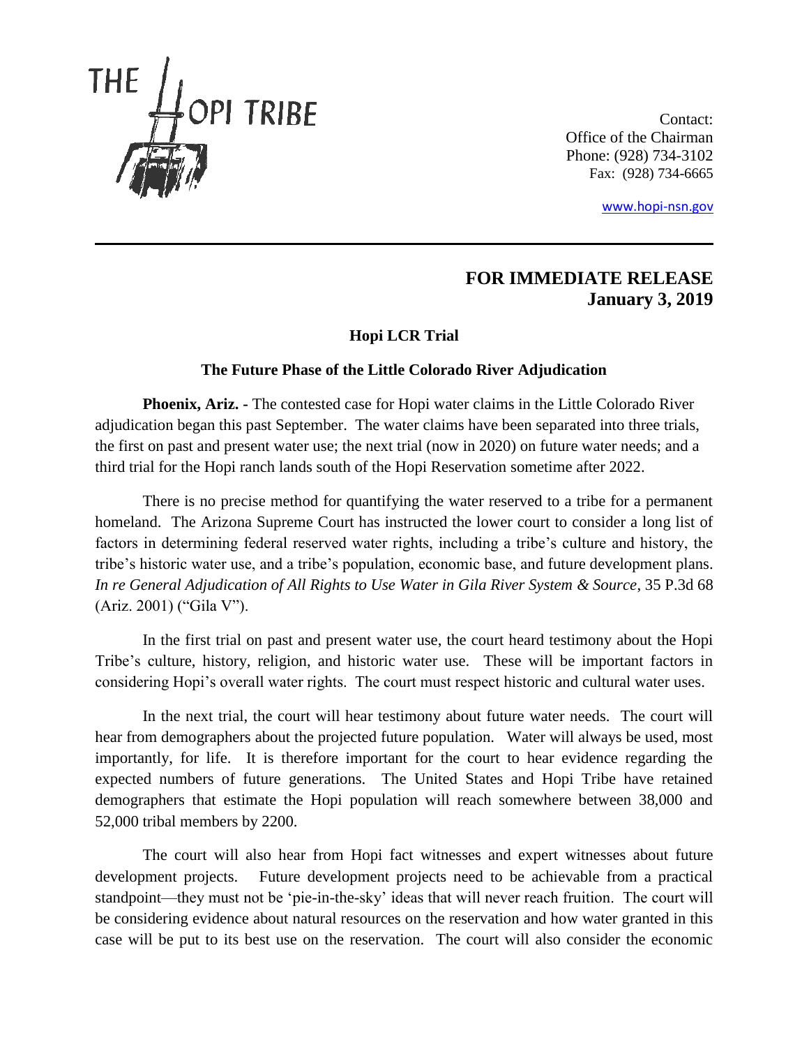THE HOPI TRIBE

Contact:
Office of the Chairman
Phone: (928) 734-3102
Fax: (928) 734-6665

www.hopi-nsn.gov

---

**FOR IMMEDIATE RELEASE**
**January 3, 2019**

**Hopi LCR Trial**

**The Future Phase of the Little Colorado River Adjudication**

**Phoenix, Ariz.** - The contested case for Hopi water claims in the Little Colorado River adjudication began this past September. The water claims have been separated into three trials, the first on past and present water use; the next trial (now in 2020) on future water needs; and a third trial for the Hopi ranch lands south of the Hopi Reservation sometime after 2022.

There is no precise method for quantifying the water reserved to a tribe for a permanent homeland. The Arizona Supreme Court has instructed the lower court to consider a long list of factors in determining federal reserved water rights, including a tribe's culture and history, the tribe's historic water use, and a tribe's population, economic base, and future development plans. *In re General Adjudication of All Rights to Use Water in Gila River System & Source*, 35 P.3d 68 (Ariz. 2001) ("Gila V").

In the first trial on past and present water use, the court heard testimony about the Hopi Tribe's culture, history, religion, and historic water use. These will be important factors in considering Hopi's overall water rights. The court must respect historic and cultural water uses.

In the next trial, the court will hear testimony about future water needs. The court will hear from demographers about the projected future population. Water will always be used, most importantly, for life. It is therefore important for the court to hear evidence regarding the expected numbers of future generations. The United States and Hopi Tribe have retained demographers that estimate the Hopi population will reach somewhere between 38,000 and 52,000 tribal members by 2200.

The court will also hear from Hopi fact witnesses and expert witnesses about future development projects. Future development projects need to be achievable from a practical standpoint—they must not be 'pie-in-the-sky' ideas that will never reach fruition. The court will be considering evidence about natural resources on the reservation and how water granted in this case will be put to its best use on the reservation. The court will also consider the economic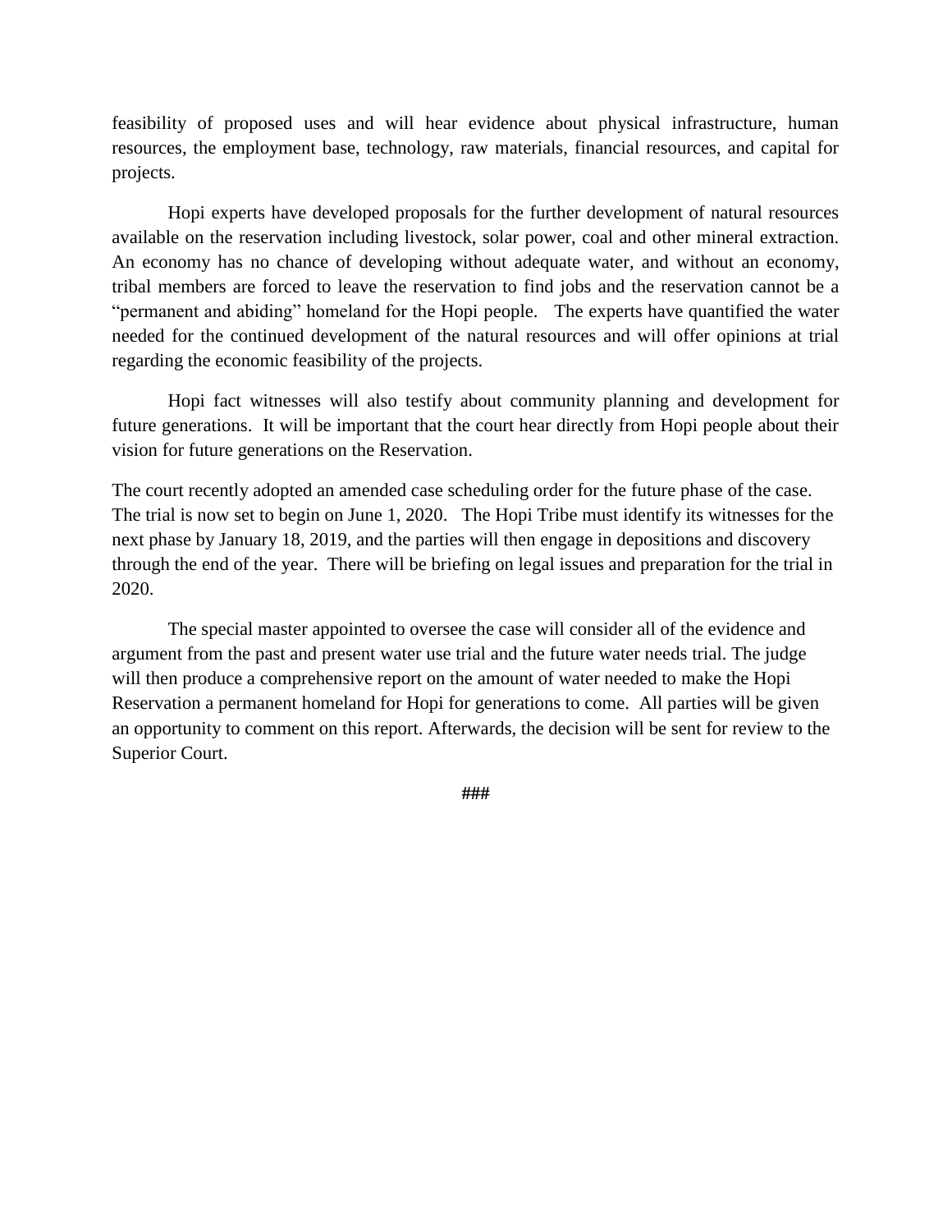feasibility of proposed uses and will hear evidence about physical infrastructure, human resources, the employment base, technology, raw materials, financial resources, and capital for projects.

Hopi experts have developed proposals for the further development of natural resources available on the reservation including livestock, solar power, coal and other mineral extraction. An economy has no chance of developing without adequate water, and without an economy, tribal members are forced to leave the reservation to find jobs and the reservation cannot be a "permanent and abiding" homeland for the Hopi people. The experts have quantified the water needed for the continued development of the natural resources and will offer opinions at trial regarding the economic feasibility of the projects.

Hopi fact witnesses will also testify about community planning and development for future generations. It will be important that the court hear directly from Hopi people about their vision for future generations on the Reservation.

The court recently adopted an amended case scheduling order for the future phase of the case. The trial is now set to begin on June 1, 2020. The Hopi Tribe must identify its witnesses for the next phase by January 18, 2019, and the parties will then engage in depositions and discovery through the end of the year. There will be briefing on legal issues and preparation for the trial in 2020.

The special master appointed to oversee the case will consider all of the evidence and argument from the past and present water use trial and the future water needs trial. The judge will then produce a comprehensive report on the amount of water needed to make the Hopi Reservation a permanent homeland for Hopi for generations to come. All parties will be given an opportunity to comment on this report. Afterwards, the decision will be sent for review to the Superior Court.

###